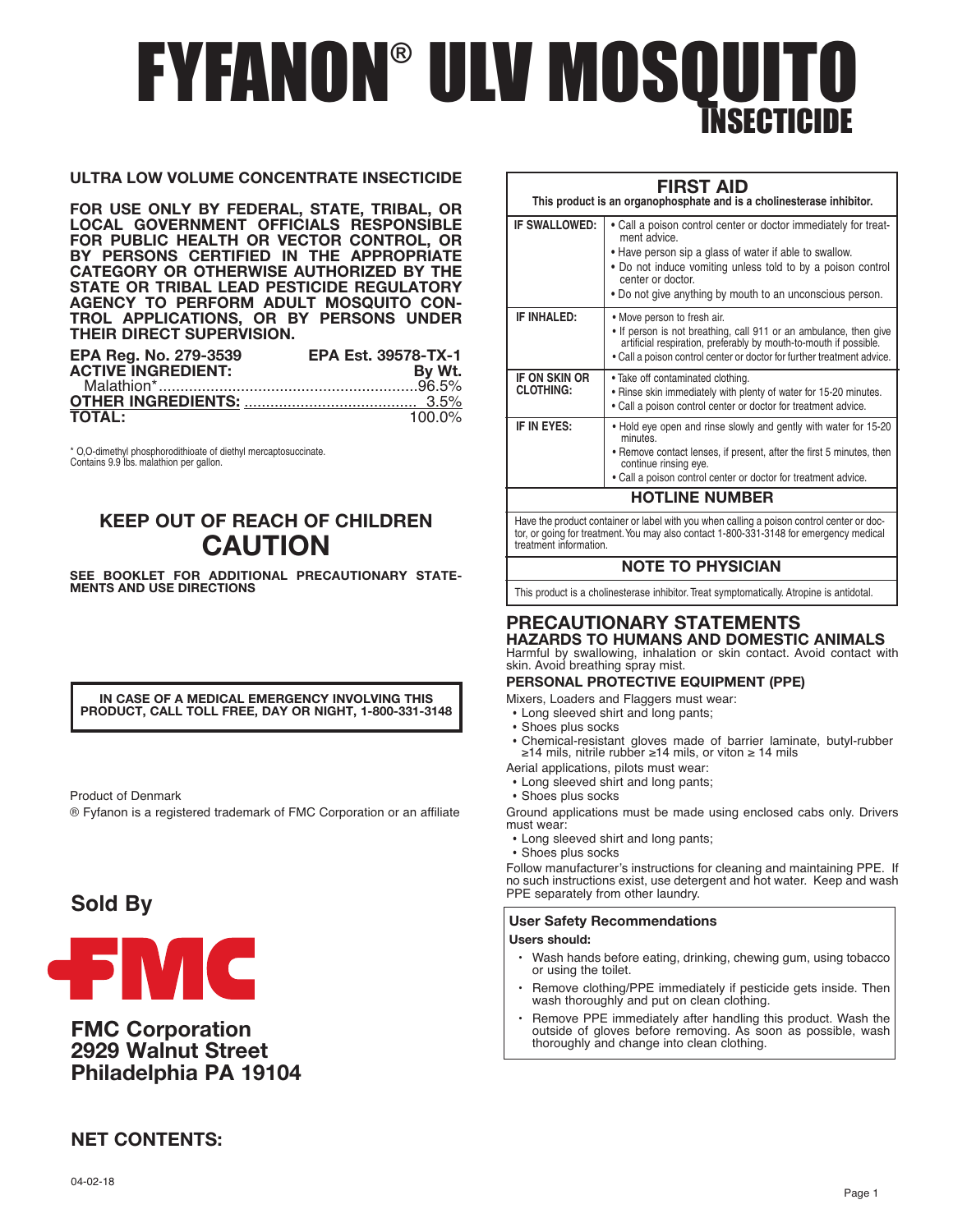# FYFANON® ULV MOSQUITO INSECTICIDE

**ULTRA LOW VOLUME CONCENTRATE INSECTICIDE**

**FOR USE ONLY BY FEDERAL, STATE, TRIBAL, OR LOCAL GOVERNMENT OFFICIALS RESPONSIBLE FOR PUBLIC HEALTH OR VECTOR CONTROL, OR BY PERSONS CERTIFIED IN THE APPROPRIATE CATEGORY OR OTHERWISE AUTHORIZED BY THE STATE OR TRIBAL LEAD PESTICIDE REGULATORY AGENCY TO PERFORM ADULT MOSQUITO CONTROL APPLICATIONS, OR BY PERSONS UNDER THEIR DIRECT SUPERVISION.**

**EPA Reg. No. 279-3539** | **EPA Est. 39578-TX-1**

| **ACTIVE INGREDIENT:** | **By Wt.** |
|---|---|
| Malathion* | 96.5% |
| **OTHER INGREDIENTS:** | 3.5% |
| **TOTAL:** | 100.0% |

\* O,O-dimethyl phosphorodithioate of diethyl mercaptosuccinate.
Contains 9.9 lbs. malathion per gallon.

## KEEP OUT OF REACH OF CHILDREN
## CAUTION

**SEE BOOKLET FOR ADDITIONAL PRECAUTIONARY STATEMENTS AND USE DIRECTIONS**

**IN CASE OF A MEDICAL EMERGENCY INVOLVING THIS PRODUCT, CALL TOLL FREE, DAY OR NIGHT, 1-800-331-3148**

Product of Denmark

® Fyfanon is a registered trademark of FMC Corporation or an affiliate

**Sold By**

FMC

**FMC Corporation**
**2929 Walnut Street**
**Philadelphia PA 19104**

**NET CONTENTS:**

04-02-18

## FIRST AID

**This product is an organophosphate and is a cholinesterase inhibitor.**

| | |
|---|---|
| **IF SWALLOWED:** | • Call a poison control center or doctor immediately for treatment advice.<br>• Have person sip a glass of water if able to swallow.<br>• Do not induce vomiting unless told to by a poison control center or doctor.<br>• Do not give anything by mouth to an unconscious person. |
| **IF INHALED:** | • Move person to fresh air.<br>• If person is not breathing, call 911 or an ambulance, then give artificial respiration, preferably by mouth-to-mouth if possible.<br>• Call a poison control center or doctor for further treatment advice. |
| **IF ON SKIN OR CLOTHING:** | • Take off contaminated clothing.<br>• Rinse skin immediately with plenty of water for 15-20 minutes.<br>• Call a poison control center or doctor for treatment advice. |
| **IF IN EYES:** | • Hold eye open and rinse slowly and gently with water for 15-20 minutes.<br>• Remove contact lenses, if present, after the first 5 minutes, then continue rinsing eye.<br>• Call a poison control center or doctor for treatment advice. |

**HOTLINE NUMBER**

Have the product container or label with you when calling a poison control center or doctor, or going for treatment. You may also contact 1-800-331-3148 for emergency medical treatment information.

**NOTE TO PHYSICIAN**

This product is a cholinesterase inhibitor. Treat symptomatically. Atropine is antidotal.

## PRECAUTIONARY STATEMENTS

### HAZARDS TO HUMANS AND DOMESTIC ANIMALS

Harmful by swallowing, inhalation or skin contact. Avoid contact with skin. Avoid breathing spray mist.

### PERSONAL PROTECTIVE EQUIPMENT (PPE)

Mixers, Loaders and Flaggers must wear:

- Long sleeved shirt and long pants;
- Shoes plus socks
- Chemical-resistant gloves made of barrier laminate, butyl-rubber ≥14 mils, nitrile rubber ≥14 mils, or viton ≥ 14 mils

Aerial applications, pilots must wear:

- Long sleeved shirt and long pants;
- Shoes plus socks

Ground applications must be made using enclosed cabs only. Drivers must wear:

- Long sleeved shirt and long pants;
- Shoes plus socks

Follow manufacturer's instructions for cleaning and maintaining PPE. If no such instructions exist, use detergent and hot water. Keep and wash PPE separately from other laundry.

**User Safety Recommendations**

**Users should:**

- Wash hands before eating, drinking, chewing gum, using tobacco or using the toilet.
- Remove clothing/PPE immediately if pesticide gets inside. Then wash thoroughly and put on clean clothing.
- Remove PPE immediately after handling this product. Wash the outside of gloves before removing. As soon as possible, wash thoroughly and change into clean clothing.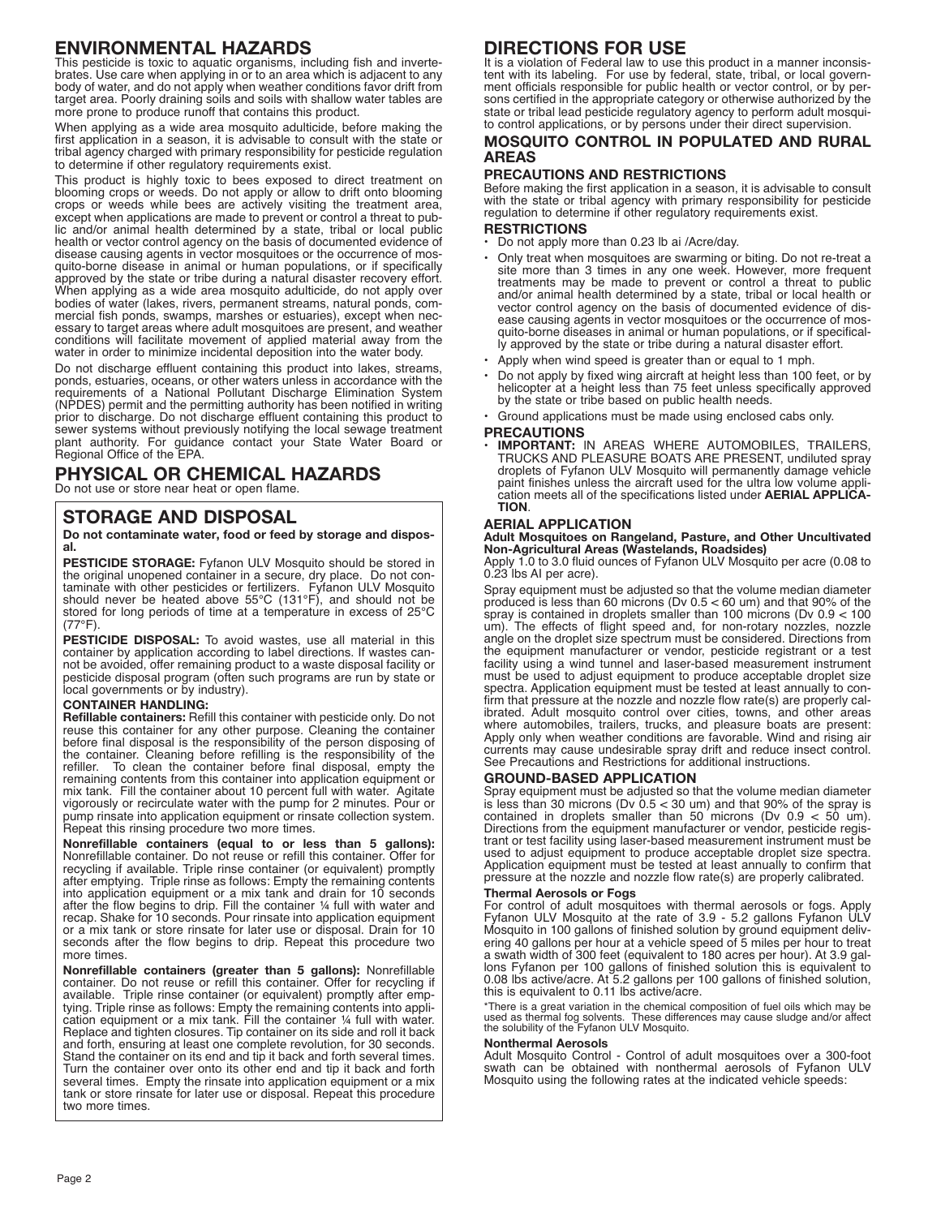## ENVIRONMENTAL HAZARDS

This pesticide is toxic to aquatic organisms, including fish and invertebrates. Use care when applying in or to an area which is adjacent to any body of water, and do not apply when weather conditions favor drift from target area. Poorly draining soils and soils with shallow water tables are more prone to produce runoff that contains this product.

When applying as a wide area mosquito adulticide, before making the first application in a season, it is advisable to consult with the state or tribal agency charged with primary responsibility for pesticide regulation to determine if other regulatory requirements exist.

This product is highly toxic to bees exposed to direct treatment on blooming crops or weeds. Do not apply or allow to drift onto blooming crops or weeds while bees are actively visiting the treatment area, except when applications are made to prevent or control a threat to public and/or animal health determined by a state, tribal or local public health or vector control agency on the basis of documented evidence of disease causing agents in vector mosquitoes or the occurrence of mosquito-borne disease in animal or human populations, or if specifically approved by the state or tribe during a natural disaster recovery effort. When applying as a wide area mosquito adulticide, do not apply over bodies of water (lakes, rivers, permanent streams, natural ponds, commercial fish ponds, swamps, marshes or estuaries), except when necessary to target areas where adult mosquitoes are present, and weather conditions will facilitate movement of applied material away from the water in order to minimize incidental deposition into the water body.

Do not discharge effluent containing this product into lakes, streams, ponds, estuaries, oceans, or other waters unless in accordance with the requirements of a National Pollutant Discharge Elimination System (NPDES) permit and the permitting authority has been notified in writing prior to discharge. Do not discharge effluent containing this product to sewer systems without previously notifying the local sewage treatment plant authority. For guidance contact your State Water Board or Regional Office of the EPA.

## PHYSICAL OR CHEMICAL HAZARDS

Do not use or store near heat or open flame.

## STORAGE AND DISPOSAL

**Do not contaminate water, food or feed by storage and disposal.**

**PESTICIDE STORAGE:** Fyfanon ULV Mosquito should be stored in the original unopened container in a secure, dry place. Do not contaminate with other pesticides or fertilizers. Fyfanon ULV Mosquito should never be heated above 55°C (131°F), and should not be stored for long periods of time at a temperature in excess of 25°C (77°F).

**PESTICIDE DISPOSAL:** To avoid wastes, use all material in this container by application according to label directions. If wastes cannot be avoided, offer remaining product to a waste disposal facility or pesticide disposal program (often such programs are run by state or local governments or by industry).

**CONTAINER HANDLING:**

**Refillable containers:** Refill this container with pesticide only. Do not reuse this container for any other purpose. Cleaning the container before final disposal is the responsibility of the person disposing of the container. Cleaning before refilling is the responsibility of the refiller. To clean the container before final disposal, empty the remaining contents from this container into application equipment or mix tank. Fill the container about 10 percent full with water. Agitate vigorously or recirculate water with the pump for 2 minutes. Pour or pump rinsate into application equipment or rinsate collection system. Repeat this rinsing procedure two more times.

**Nonrefillable containers (equal to or less than 5 gallons):** Nonrefillable container. Do not reuse or refill this container. Offer for recycling if available. Triple rinse container (or equivalent) promptly after emptying. Triple rinse as follows: Empty the remaining contents into application equipment or a mix tank and drain for 10 seconds after the flow begins to drip. Fill the container ¼ full with water and recap. Shake for 10 seconds. Pour rinsate into application equipment or a mix tank or store rinsate for later use or disposal. Drain for 10 seconds after the flow begins to drip. Repeat this procedure two more times.

**Nonrefillable containers (greater than 5 gallons):** Nonrefillable container. Do not reuse or refill this container. Offer for recycling if available. Triple rinse container (or equivalent) promptly after emptying. Triple rinse as follows: Empty the remaining contents into application equipment or a mix tank. Fill the container ¼ full with water. Replace and tighten closures. Tip container on its side and roll it back and forth, ensuring at least one complete revolution, for 30 seconds. Stand the container on its end and tip it back and forth several times. Turn the container over onto its other end and tip it back and forth several times. Empty the rinsate into application equipment or a mix tank or store rinsate for later use or disposal. Repeat this procedure two more times.

## DIRECTIONS FOR USE

It is a violation of Federal law to use this product in a manner inconsistent with its labeling. For use by federal, state, tribal, or local government officials responsible for public health or vector control, or by persons certified in the appropriate category or otherwise authorized by the state or tribal lead pesticide regulatory agency to perform adult mosquito control applications, or by persons under their direct supervision.

### MOSQUITO CONTROL IN POPULATED AND RURAL AREAS

#### PRECAUTIONS AND RESTRICTIONS

Before making the first application in a season, it is advisable to consult with the state or tribal agency with primary responsibility for pesticide regulation to determine if other regulatory requirements exist.

#### RESTRICTIONS

- Do not apply more than 0.23 lb ai /Acre/day.
- Only treat when mosquitoes are swarming or biting. Do not re-treat a site more than 3 times in any one week. However, more frequent treatments may be made to prevent or control a threat to public and/or animal health determined by a state, tribal or local health or vector control agency on the basis of documented evidence of disease causing agents in vector mosquitoes or the occurrence of mosquito-borne diseases in animal or human populations, or if specifically approved by the state or tribe during a natural disaster effort.
- Apply when wind speed is greater than or equal to 1 mph.
- Do not apply by fixed wing aircraft at height less than 100 feet, or by helicopter at a height less than 75 feet unless specifically approved by the state or tribe based on public health needs.
- Ground applications must be made using enclosed cabs only.

#### PRECAUTIONS

- **IMPORTANT:** IN AREAS WHERE AUTOMOBILES, TRAILERS, TRUCKS AND PLEASURE BOATS ARE PRESENT, undiluted spray droplets of Fyfanon ULV Mosquito will permanently damage vehicle paint finishes unless the aircraft used for the ultra low volume application meets all of the specifications listed under **AERIAL APPLICATION**.

#### AERIAL APPLICATION

**Adult Mosquitoes on Rangeland, Pasture, and Other Uncultivated Non-Agricultural Areas (Wastelands, Roadsides)**

Apply 1.0 to 3.0 fluid ounces of Fyfanon ULV Mosquito per acre (0.08 to 0.23 lbs AI per acre).

Spray equipment must be adjusted so that the volume median diameter produced is less than 60 microns (Dv 0.5 < 60 um) and that 90% of the spray is contained in droplets smaller than 100 microns (Dv 0.9 < 100 um). The effects of flight speed and, for non-rotary nozzles, nozzle angle on the droplet size spectrum must be considered. Directions from the equipment manufacturer or vendor, pesticide registrant or a test facility using a wind tunnel and laser-based measurement instrument must be used to adjust equipment to produce acceptable droplet size spectra. Application equipment must be tested at least annually to confirm that pressure at the nozzle and nozzle flow rate(s) are properly calibrated. Adult mosquito control over cities, towns, and other areas where automobiles, trailers, trucks, and pleasure boats are present: Apply only when weather conditions are favorable. Wind and rising air currents may cause undesirable spray drift and reduce insect control. See Precautions and Restrictions for additional instructions.

#### GROUND-BASED APPLICATION

Spray equipment must be adjusted so that the volume median diameter is less than 30 microns (Dv 0.5 < 30 um) and that 90% of the spray is contained in droplets smaller than 50 microns (Dv 0.9 < 50 um). Directions from the equipment manufacturer or vendor, pesticide registrant or test facility using laser-based measurement instrument must be used to adjust equipment to produce acceptable droplet size spectra. Application equipment must be tested at least annually to confirm that pressure at the nozzle and nozzle flow rate(s) are properly calibrated.

**Thermal Aerosols or Fogs**

For control of adult mosquitoes with thermal aerosols or fogs. Apply Fyfanon ULV Mosquito at the rate of 3.9 - 5.2 gallons Fyfanon ULV Mosquito in 100 gallons of finished solution by ground equipment delivering 40 gallons per hour at a vehicle speed of 5 miles per hour to treat a swath width of 300 feet (equivalent to 180 acres per hour). At 3.9 gallons Fyfanon per 100 gallons of finished solution this is equivalent to 0.08 lbs active/acre. At 5.2 gallons per 100 gallons of finished solution, this is equivalent to 0.11 lbs active/acre.

*There is a great variation in the chemical composition of fuel oils which may be used as thermal fog solvents. These differences may cause sludge and/or affect the solubility of the Fyfanon ULV Mosquito.

**Nonthermal Aerosols**

Adult Mosquito Control - Control of adult mosquitoes over a 300-foot swath can be obtained with nonthermal aerosols of Fyfanon ULV Mosquito using the following rates at the indicated vehicle speeds: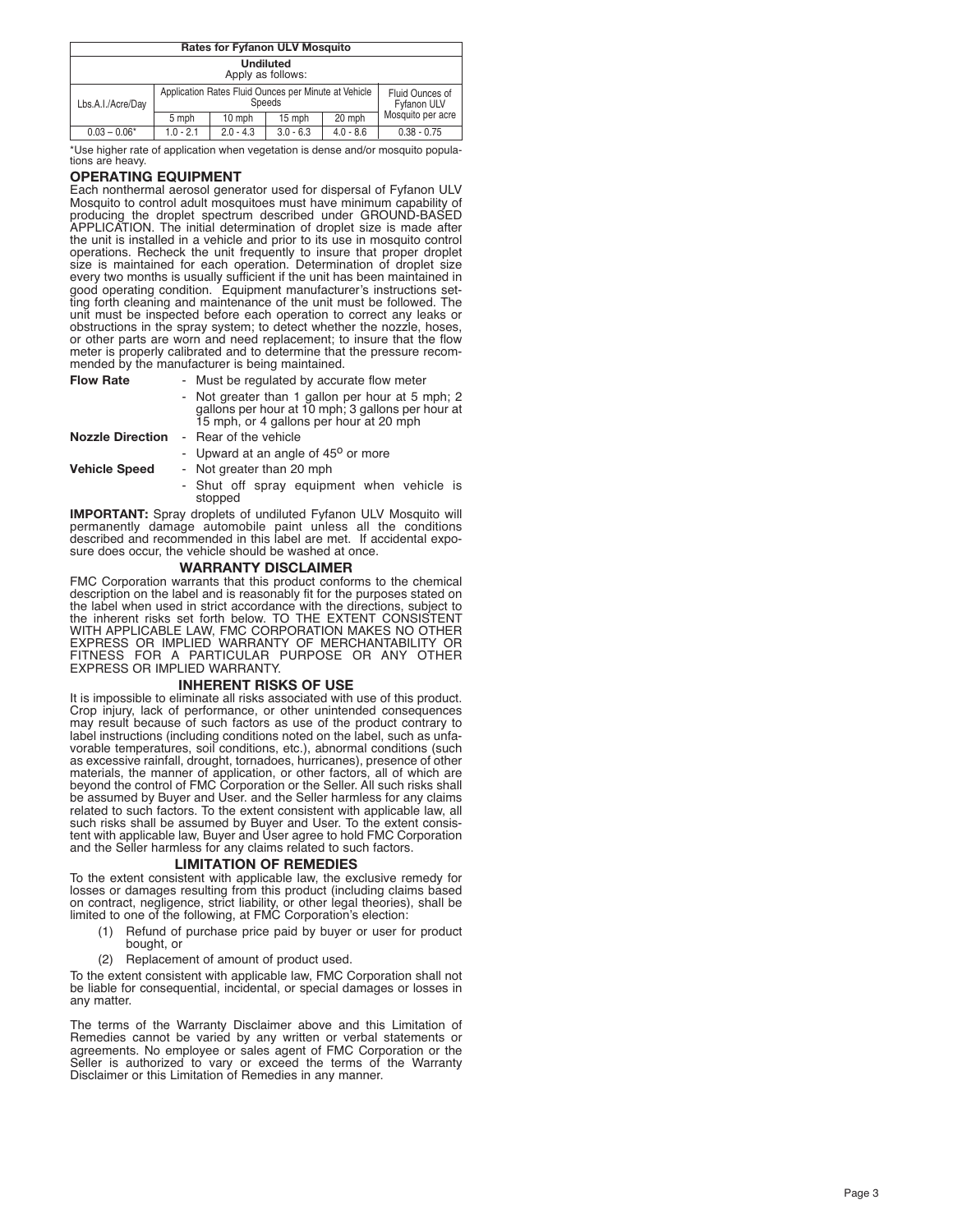| Rates for Fyfanon ULV Mosquito | | | | | |
|---|---|---|---|---|---|
| **Undiluted** Apply as follows: | | | | | |
| Lbs.A.I./Acre/Day | Application Rates Fluid Ounces per Minute at Vehicle Speeds | | | | Fluid Ounces of Fyfanon ULV Mosquito per acre |
| | 5 mph | 10 mph | 15 mph | 20 mph | |
| 0.03 – 0.06* | 1.0 - 2.1 | 2.0 - 4.3 | 3.0 - 6.3 | 4.0 - 8.6 | 0.38 - 0.75 |

*Use higher rate of application when vegetation is dense and/or mosquito populations are heavy.

## OPERATING EQUIPMENT

Each nonthermal aerosol generator used for dispersal of Fyfanon ULV Mosquito to control adult mosquitoes must have minimum capability of producing the droplet spectrum described under GROUND-BASED APPLICATION. The initial determination of droplet size is made after the unit is installed in a vehicle and prior to its use in mosquito control operations. Recheck the unit frequently to insure that proper droplet size is maintained for each operation. Determination of droplet size every two months is usually sufficient if the unit has been maintained in good operating condition. Equipment manufacturer's instructions setting forth cleaning and maintenance of the unit must be followed. The unit must be inspected before each operation to correct any leaks or obstructions in the spray system; to detect whether the nozzle, hoses, or other parts are worn and need replacement; to insure that the flow meter is properly calibrated and to determine that the pressure recommended by the manufacturer is being maintained.

**Flow Rate**
- Must be regulated by accurate flow meter
- Not greater than 1 gallon per hour at 5 mph; 2 gallons per hour at 10 mph; 3 gallons per hour at 15 mph, or 4 gallons per hour at 20 mph

**Nozzle Direction**
- Rear of the vehicle
- Upward at an angle of $45^{o}$ or more

**Vehicle Speed**
- Not greater than 20 mph
- Shut off spray equipment when vehicle is stopped

**IMPORTANT:** Spray droplets of undiluted Fyfanon ULV Mosquito will permanently damage automobile paint unless all the conditions described and recommended in this label are met. If accidental exposure does occur, the vehicle should be washed at once.

## WARRANTY DISCLAIMER

FMC Corporation warrants that this product conforms to the chemical description on the label and is reasonably fit for the purposes stated on the label when used in strict accordance with the directions, subject to the inherent risks set forth below. TO THE EXTENT CONSISTENT WITH APPLICABLE LAW, FMC CORPORATION MAKES NO OTHER EXPRESS OR IMPLIED WARRANTY OF MERCHANTABILITY OR FITNESS FOR A PARTICULAR PURPOSE OR ANY OTHER EXPRESS OR IMPLIED WARRANTY.

## INHERENT RISKS OF USE

It is impossible to eliminate all risks associated with use of this product. Crop injury, lack of performance, or other unintended consequences may result because of such factors as use of the product contrary to label instructions (including conditions noted on the label, such as unfavorable temperatures, soil conditions, etc.), abnormal conditions (such as excessive rainfall, drought, tornadoes, hurricanes), presence of other materials, the manner of application, or other factors, all of which are beyond the control of FMC Corporation or the Seller. All such risks shall be assumed by Buyer and User. and the Seller harmless for any claims related to such factors. To the extent consistent with applicable law, all such risks shall be assumed by Buyer and User. To the extent consistent with applicable law, Buyer and User agree to hold FMC Corporation and the Seller harmless for any claims related to such factors.

## LIMITATION OF REMEDIES

To the extent consistent with applicable law, the exclusive remedy for losses or damages resulting from this product (including claims based on contract, negligence, strict liability, or other legal theories), shall be limited to one of the following, at FMC Corporation's election:

(1) Refund of purchase price paid by buyer or user for product bought, or

(2) Replacement of amount of product used.

To the extent consistent with applicable law, FMC Corporation shall not be liable for consequential, incidental, or special damages or losses in any matter.

The terms of the Warranty Disclaimer above and this Limitation of Remedies cannot be varied by any written or verbal statements or agreements. No employee or sales agent of FMC Corporation or the Seller is authorized to vary or exceed the terms of the Warranty Disclaimer or this Limitation of Remedies in any manner.